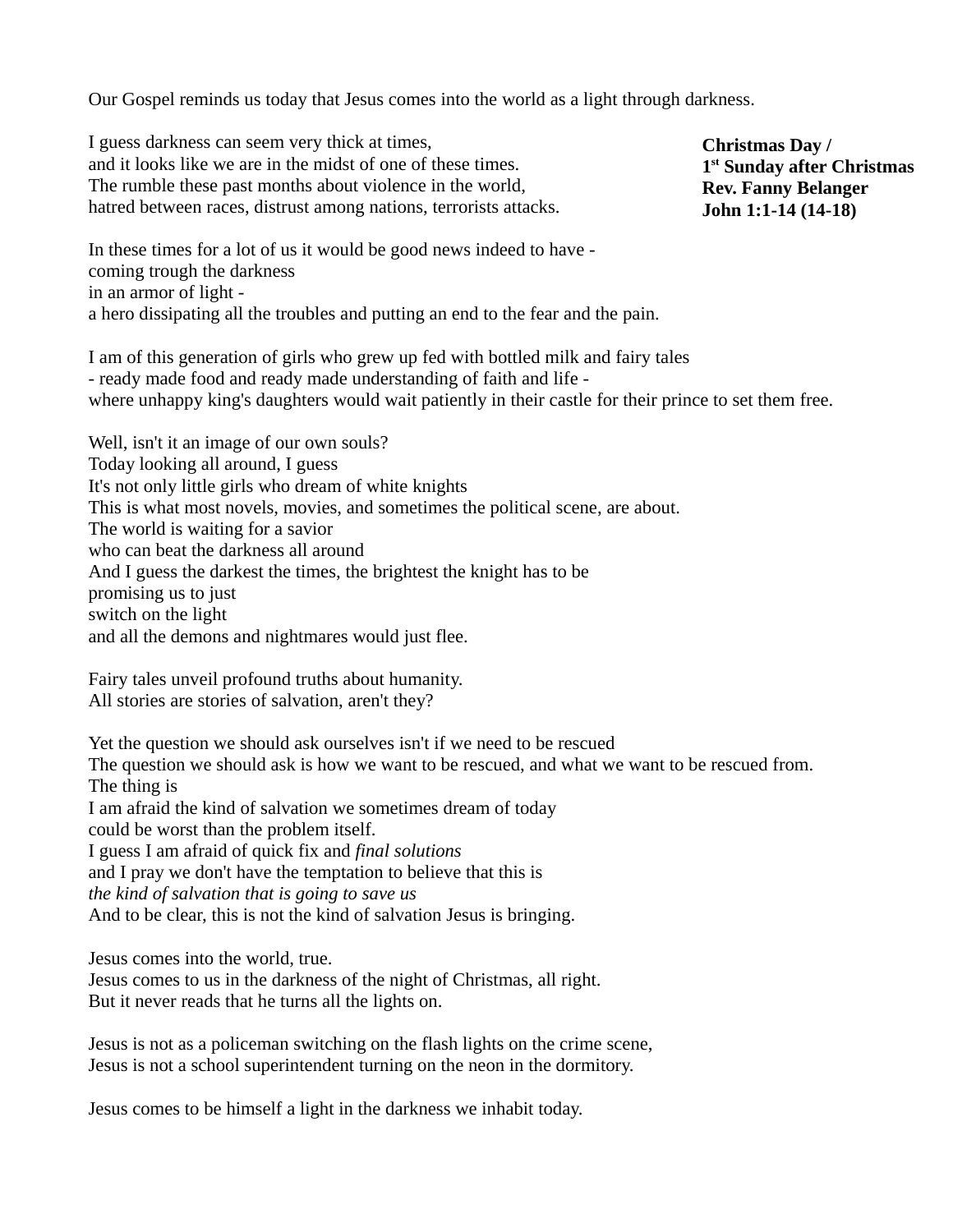**Christmas Day /**
**1st Sunday after Christmas**
**Rev. Fanny Belanger**
**John 1:1-14 (14-18)**

Our Gospel reminds us today that Jesus comes into the world as a light through darkness.

I guess darkness can seem very thick at times,
and it looks like we are in the midst of one of these times.
The rumble these past months about violence in the world,
hatred between races, distrust among nations, terrorists attacks.

In these times for a lot of us it would be good news indeed to have -
coming trough the darkness
in an armor of light -
a hero dissipating all the troubles and putting an end to the fear and the pain.

I am of this generation of girls who grew up fed with bottled milk and fairy tales
- ready made food and ready made understanding of faith and life -
where unhappy king's daughters would wait patiently in their castle for their prince to set them free.

Well, isn't it an image of our own souls?
Today looking all around, I guess
It's not only little girls who dream of white knights
This is what most novels, movies, and sometimes the political scene, are about.
The world is waiting for a savior
who can beat the darkness all around
And I guess the darkest the times, the brightest the knight has to be
promising us to just
switch on the light
and all the demons and nightmares would just flee.

Fairy tales unveil profound truths about humanity.
All stories are stories of salvation, aren't they?

Yet the question we should ask ourselves isn't if we need to be rescued
The question we should ask is how we want to be rescued, and what we want to be rescued from.
The thing is
I am afraid the kind of salvation we sometimes dream of today
could be worst than the problem itself.
I guess I am afraid of quick fix and *final solutions*
and I pray we don't have the temptation to believe that this is
*the kind of salvation that is going to save us*
And to be clear, this is not the kind of salvation Jesus is bringing.

Jesus comes into the world, true.
Jesus comes to us in the darkness of the night of Christmas, all right.
But it never reads that he turns all the lights on.

Jesus is not as a policeman switching on the flash lights on the crime scene,
Jesus is not a school superintendent turning on the neon in the dormitory.

Jesus comes to be himself a light in the darkness we inhabit today.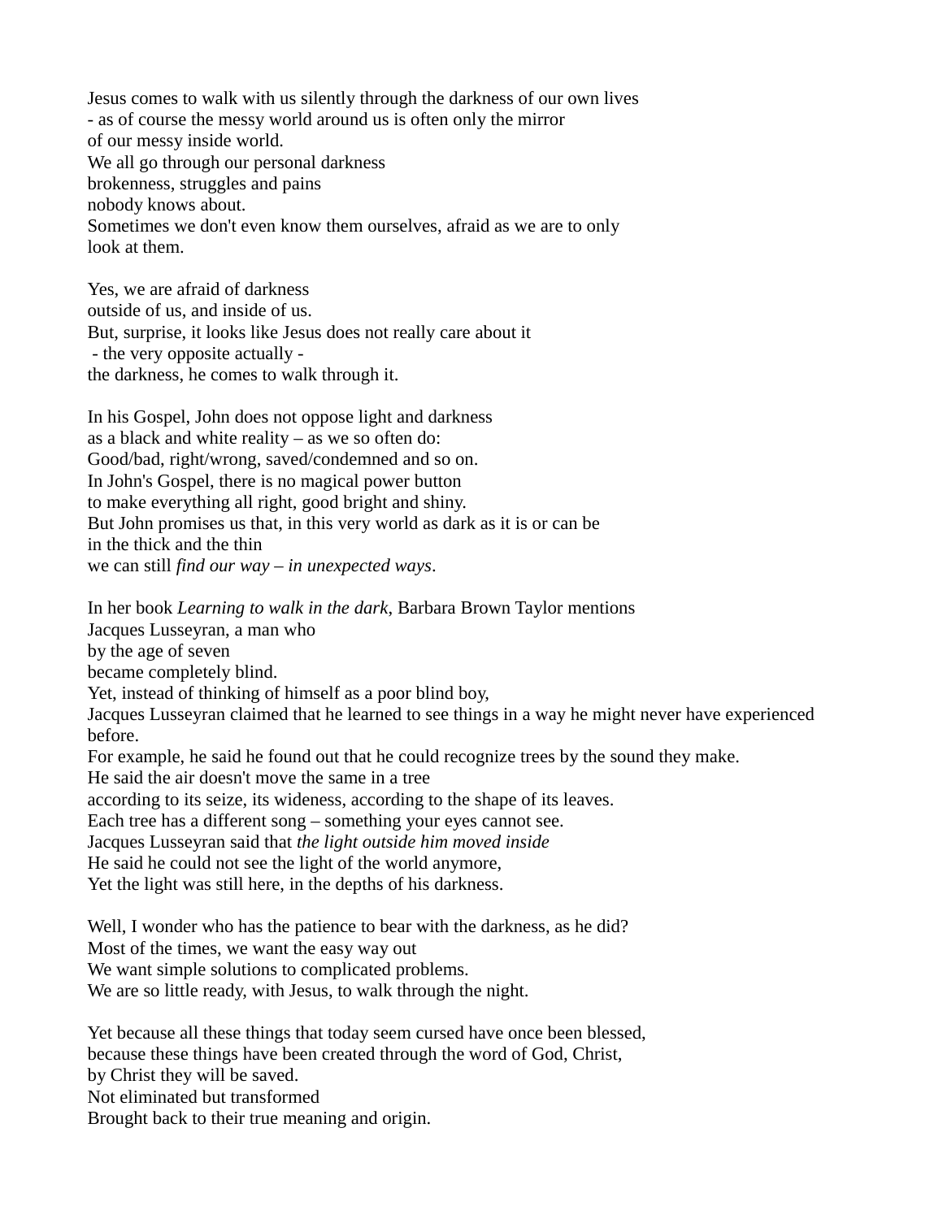Jesus comes to walk with us silently through the darkness of our own lives
- as of course the messy world around us is often only the mirror
of our messy inside world.
We all go through our personal darkness
brokenness, struggles and pains
nobody knows about.
Sometimes we don't even know them ourselves, afraid as we are to only
look at them.

Yes, we are afraid of darkness
outside of us, and inside of us.
But, surprise, it looks like Jesus does not really care about it
 - the very opposite actually -
the darkness, he comes to walk through it.

In his Gospel, John does not oppose light and darkness
as a black and white reality – as we so often do:
Good/bad, right/wrong, saved/condemned and so on.
In John's Gospel, there is no magical power button
to make everything all right, good bright and shiny.
But John promises us that, in this very world as dark as it is or can be
in the thick and the thin
we can still *find our way – in unexpected ways*.

In her book *Learning to walk in the dark*, Barbara Brown Taylor mentions
Jacques Lusseyran, a man who
by the age of seven
became completely blind.
Yet, instead of thinking of himself as a poor blind boy,
Jacques Lusseyran claimed that he learned to see things in a way he might never have experienced before.
For example, he said he found out that he could recognize trees by the sound they make.
He said the air doesn't move the same in a tree
according to its seize, its wideness, according to the shape of its leaves.
Each tree has a different song – something your eyes cannot see.
Jacques Lusseyran said that *the light outside him moved inside*
He said he could not see the light of the world anymore,
Yet the light was still here, in the depths of his darkness.

Well, I wonder who has the patience to bear with the darkness, as he did?
Most of the times, we want the easy way out
We want simple solutions to complicated problems.
We are so little ready, with Jesus, to walk through the night.

Yet because all these things that today seem cursed have once been blessed,
because these things have been created through the word of God, Christ,
by Christ they will be saved.
Not eliminated but transformed
Brought back to their true meaning and origin.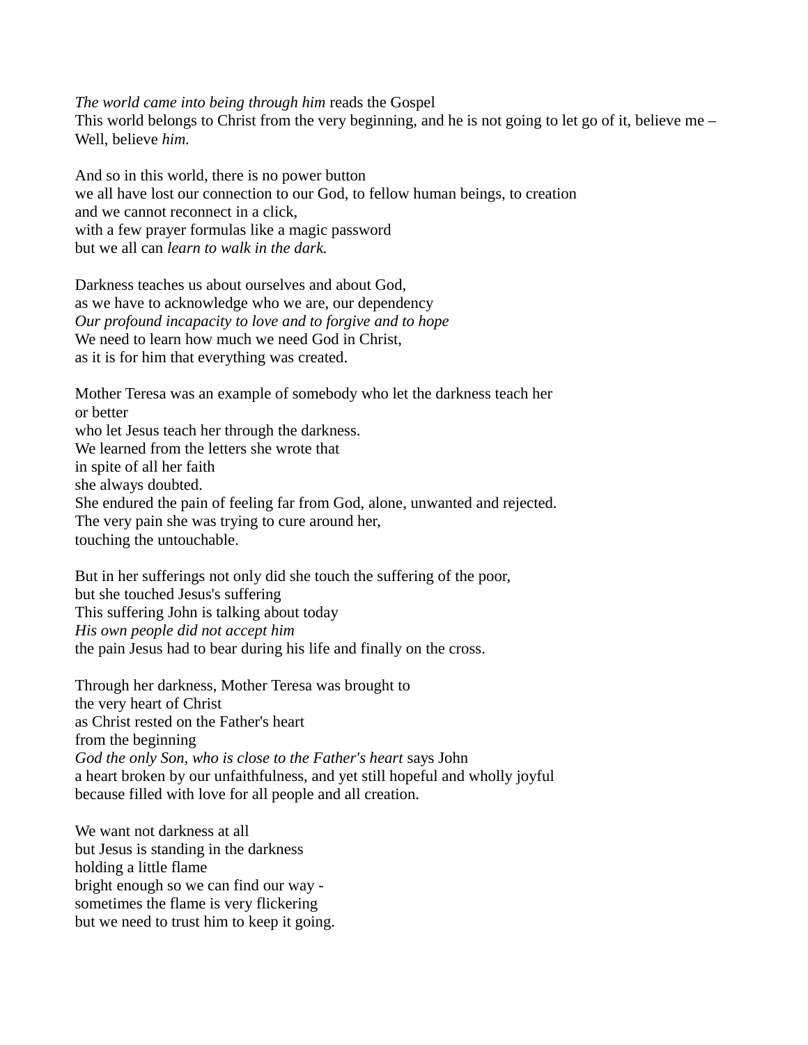*The world came into being through him* reads the Gospel
This world belongs to Christ from the very beginning, and he is not going to let go of it, believe me –
Well, believe *him.*

And so in this world, there is no power button
we all have lost our connection to our God, to fellow human beings, to creation
and we cannot reconnect in a click,
with a few prayer formulas like a magic password
but we all can *learn to walk in the dark.*

Darkness teaches us about ourselves and about God,
as we have to acknowledge who we are, our dependency
*Our profound incapacity to love and to forgive and to hope*
We need to learn how much we need God in Christ,
as it is for him that everything was created.

Mother Teresa was an example of somebody who let the darkness teach her
or better
who let Jesus teach her through the darkness.
We learned from the letters she wrote that
in spite of all her faith
she always doubted.
She endured the pain of feeling far from God, alone, unwanted and rejected.
The very pain she was trying to cure around her,
touching the untouchable.

But in her sufferings not only did she touch the suffering of the poor,
but she touched Jesus's suffering
This suffering John is talking about today
*His own people did not accept him*
the pain Jesus had to bear during his life and finally on the cross.

Through her darkness, Mother Teresa was brought to
the very heart of Christ
as Christ rested on the Father's heart
from the beginning
*God the only Son, who is close to the Father's heart* says John
a heart broken by our unfaithfulness, and yet still hopeful and wholly joyful
because filled with love for all people and all creation.

We want not darkness at all
but Jesus is standing in the darkness
holding a little flame
bright enough so we can find our way -
sometimes the flame is very flickering
but we need to trust him to keep it going.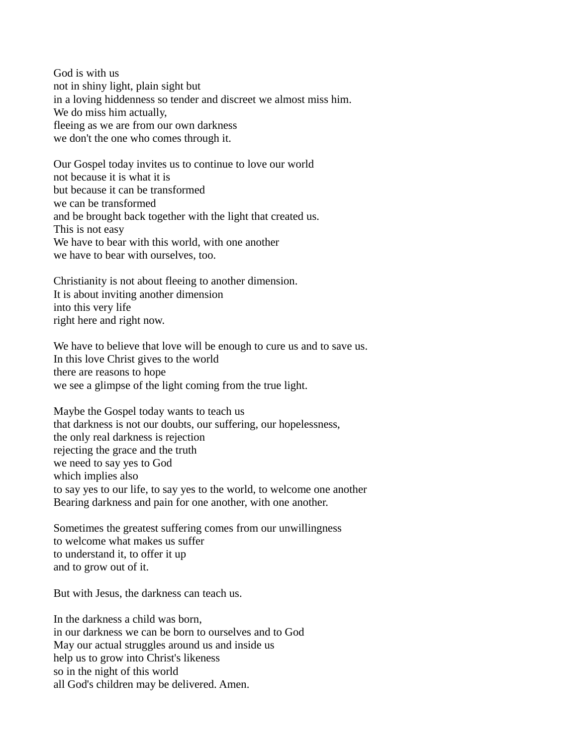God is with us  
not in shiny light, plain sight but  
in a loving hiddenness so tender and discreet we almost miss him.  
We do miss him actually,  
fleeing as we are from our own darkness  
we don't the one who comes through it.

Our Gospel today invites us to continue to love our world  
not because it is what it is  
but because it can be transformed  
we can be transformed  
and be brought back together with the light that created us.  
This is not easy  
We have to bear with this world, with one another  
we have to bear with ourselves, too.

Christianity is not about fleeing to another dimension.  
It is about inviting another dimension  
into this very life  
right here and right now.

We have to believe that love will be enough to cure us and to save us.  
In this love Christ gives to the world  
there are reasons to hope  
we see a glimpse of the light coming from the true light.

Maybe the Gospel today wants to teach us  
that darkness is not our doubts, our suffering, our hopelessness,  
the only real darkness is rejection  
rejecting the grace and the truth  
we need to say yes to God  
which implies also  
to say yes to our life, to say yes to the world, to welcome one another  
Bearing darkness and pain for one another, with one another.

Sometimes the greatest suffering comes from our unwillingness  
to welcome what makes us suffer  
to understand it, to offer it up  
and to grow out of it.

But with Jesus, the darkness can teach us.

In the darkness a child was born,  
in our darkness we can be born to ourselves and to God  
May our actual struggles around us and inside us  
help us to grow into Christ's likeness  
so in the night of this world  
all God's children may be delivered. Amen.